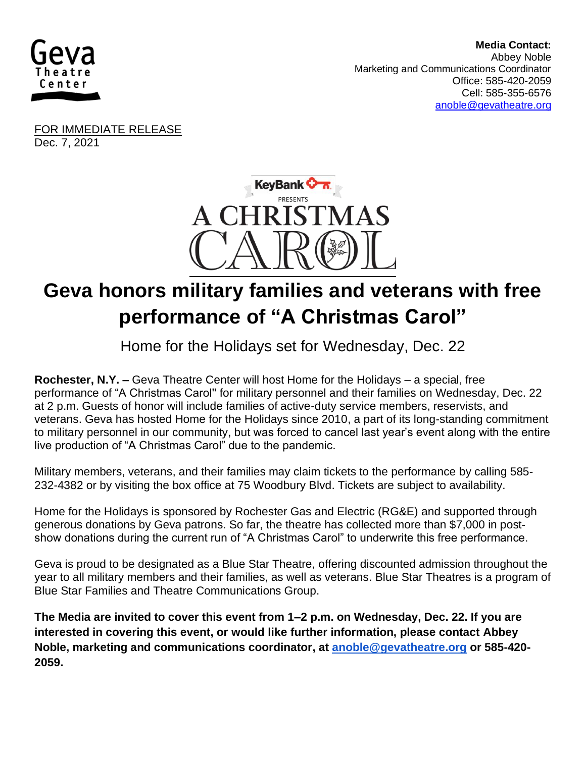Geva Theatre Center

**Media Contact:**
Abbey Noble
Marketing and Communications Coordinator
Office: 585-420-2059
Cell: 585-355-6576
anoble@gevatheatre.org

FOR IMMEDIATE RELEASE
Dec. 7, 2021

KeyBank PRESENTS A CHRISTMAS CAROL

# Geva honors military families and veterans with free performance of "A Christmas Carol"

Home for the Holidays set for Wednesday, Dec. 22

**Rochester, N.Y. –** Geva Theatre Center will host Home for the Holidays – a special, free performance of "A Christmas Carol" for military personnel and their families on Wednesday, Dec. 22 at 2 p.m. Guests of honor will include families of active-duty service members, reservists, and veterans. Geva has hosted Home for the Holidays since 2010, a part of its long-standing commitment to military personnel in our community, but was forced to cancel last year's event along with the entire live production of "A Christmas Carol" due to the pandemic.

Military members, veterans, and their families may claim tickets to the performance by calling 585-232-4382 or by visiting the box office at 75 Woodbury Blvd. Tickets are subject to availability.

Home for the Holidays is sponsored by Rochester Gas and Electric (RG&E) and supported through generous donations by Geva patrons. So far, the theatre has collected more than $7,000 in post-show donations during the current run of "A Christmas Carol" to underwrite this free performance.

Geva is proud to be designated as a Blue Star Theatre, offering discounted admission throughout the year to all military members and their families, as well as veterans. Blue Star Theatres is a program of Blue Star Families and Theatre Communications Group.

**The Media are invited to cover this event from 1–2 p.m. on Wednesday, Dec. 22. If you are interested in covering this event, or would like further information, please contact Abbey Noble, marketing and communications coordinator, at anoble@gevatheatre.org or 585-420-2059.**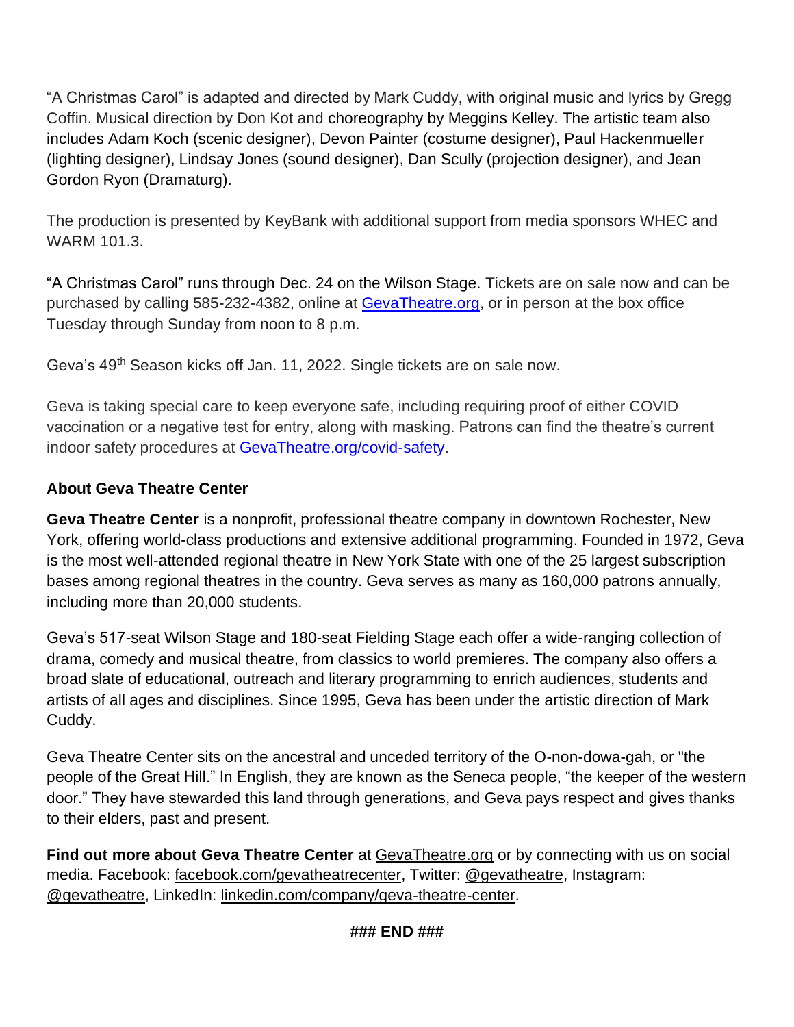"A Christmas Carol" is adapted and directed by Mark Cuddy, with original music and lyrics by Gregg Coffin. Musical direction by Don Kot and choreography by Meggins Kelley. The artistic team also includes Adam Koch (scenic designer), Devon Painter (costume designer), Paul Hackenmueller (lighting designer), Lindsay Jones (sound designer), Dan Scully (projection designer), and Jean Gordon Ryon (Dramaturg).

The production is presented by KeyBank with additional support from media sponsors WHEC and WARM 101.3.

"A Christmas Carol" runs through Dec. 24 on the Wilson Stage. Tickets are on sale now and can be purchased by calling 585-232-4382, online at [GevaTheatre.org](GevaTheatre.org), or in person at the box office Tuesday through Sunday from noon to 8 p.m.

Geva's 49th Season kicks off Jan. 11, 2022. Single tickets are on sale now.

Geva is taking special care to keep everyone safe, including requiring proof of either COVID vaccination or a negative test for entry, along with masking. Patrons can find the theatre's current indoor safety procedures at [GevaTheatre.org/covid-safety](GevaTheatre.org/covid-safety).

**About Geva Theatre Center**

**Geva Theatre Center** is a nonprofit, professional theatre company in downtown Rochester, New York, offering world-class productions and extensive additional programming. Founded in 1972, Geva is the most well-attended regional theatre in New York State with one of the 25 largest subscription bases among regional theatres in the country. Geva serves as many as 160,000 patrons annually, including more than 20,000 students.

Geva's 517-seat Wilson Stage and 180-seat Fielding Stage each offer a wide-ranging collection of drama, comedy and musical theatre, from classics to world premieres. The company also offers a broad slate of educational, outreach and literary programming to enrich audiences, students and artists of all ages and disciplines. Since 1995, Geva has been under the artistic direction of Mark Cuddy.

Geva Theatre Center sits on the ancestral and unceded territory of the O-non-dowa-gah, or "the people of the Great Hill." In English, they are known as the Seneca people, "the keeper of the western door." They have stewarded this land through generations, and Geva pays respect and gives thanks to their elders, past and present.

**Find out more about Geva Theatre Center** at GevaTheatre.org or by connecting with us on social media. Facebook: facebook.com/gevatheatrecenter, Twitter: @gevatheatre, Instagram: @gevatheatre, LinkedIn: linkedin.com/company/geva-theatre-center.

**### END ###**